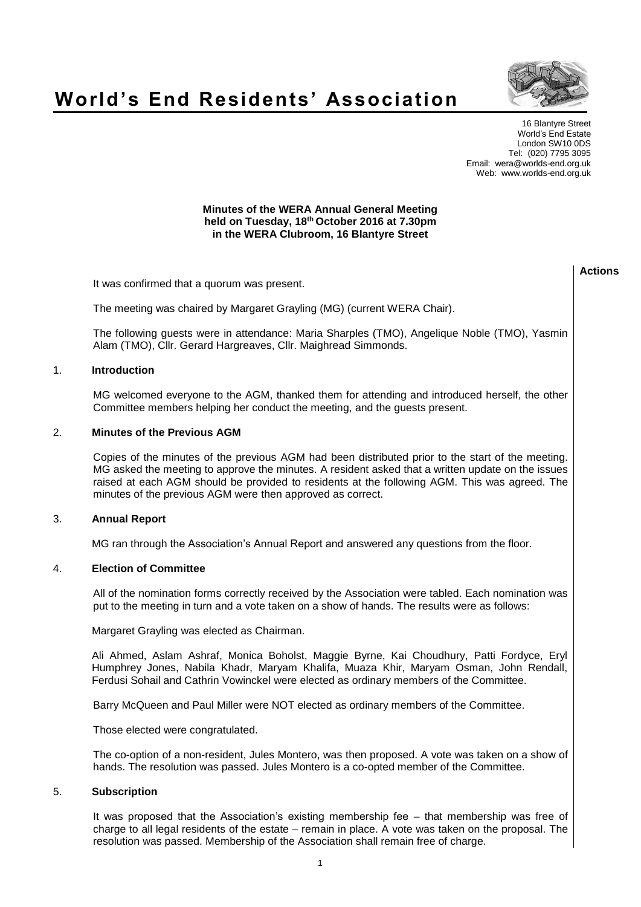# World's End Residents' Association

16 Blantyre Street
World's End Estate
London SW10 0DS
Tel: (020) 7795 3095
Email: wera@worlds-end.org.uk
Web: www.worlds-end.org.uk

**Minutes of the WERA Annual General Meeting held on Tuesday, 18th October 2016 at 7.30pm in the WERA Clubroom, 16 Blantyre Street**

**Actions**

It was confirmed that a quorum was present.

The meeting was chaired by Margaret Grayling (MG) (current WERA Chair).

The following guests were in attendance: Maria Sharples (TMO), Angelique Noble (TMO), Yasmin Alam (TMO), Cllr. Gerard Hargreaves, Cllr. Maighread Simmonds.

## 1. Introduction

MG welcomed everyone to the AGM, thanked them for attending and introduced herself, the other Committee members helping her conduct the meeting, and the guests present.

## 2. Minutes of the Previous AGM

Copies of the minutes of the previous AGM had been distributed prior to the start of the meeting. MG asked the meeting to approve the minutes. A resident asked that a written update on the issues raised at each AGM should be provided to residents at the following AGM. This was agreed. The minutes of the previous AGM were then approved as correct.

## 3. Annual Report

MG ran through the Association's Annual Report and answered any questions from the floor.

## 4. Election of Committee

All of the nomination forms correctly received by the Association were tabled. Each nomination was put to the meeting in turn and a vote taken on a show of hands. The results were as follows:

Margaret Grayling was elected as Chairman.

Ali Ahmed, Aslam Ashraf, Monica Boholst, Maggie Byrne, Kai Choudhury, Patti Fordyce, Eryl Humphrey Jones, Nabila Khadr, Maryam Khalifa, Muaza Khir, Maryam Osman, John Rendall, Ferdusi Sohail and Cathrin Vowinckel were elected as ordinary members of the Committee.

Barry McQueen and Paul Miller were NOT elected as ordinary members of the Committee.

Those elected were congratulated.

The co-option of a non-resident, Jules Montero, was then proposed. A vote was taken on a show of hands. The resolution was passed. Jules Montero is a co-opted member of the Committee.

## 5. Subscription

It was proposed that the Association's existing membership fee – that membership was free of charge to all legal residents of the estate – remain in place. A vote was taken on the proposal. The resolution was passed. Membership of the Association shall remain free of charge.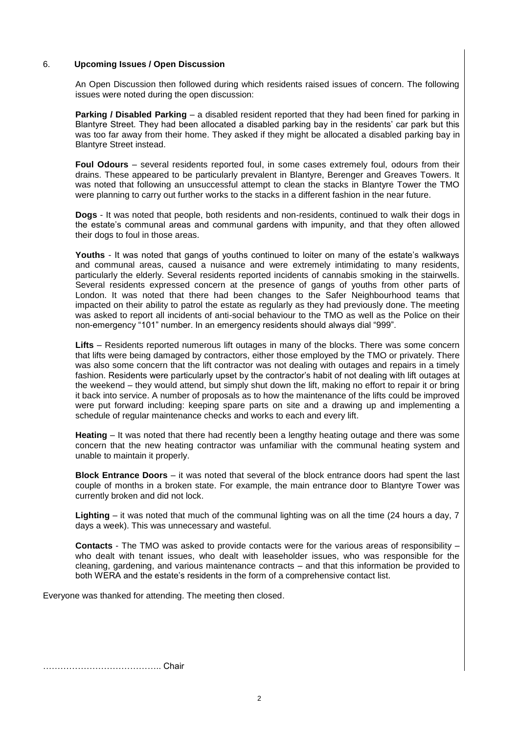## 6. Upcoming Issues / Open Discussion

An Open Discussion then followed during which residents raised issues of concern. The following issues were noted during the open discussion:

**Parking / Disabled Parking** – a disabled resident reported that they had been fined for parking in Blantyre Street. They had been allocated a disabled parking bay in the residents' car park but this was too far away from their home. They asked if they might be allocated a disabled parking bay in Blantyre Street instead.

**Foul Odours** – several residents reported foul, in some cases extremely foul, odours from their drains. These appeared to be particularly prevalent in Blantyre, Berenger and Greaves Towers. It was noted that following an unsuccessful attempt to clean the stacks in Blantyre Tower the TMO were planning to carry out further works to the stacks in a different fashion in the near future.

**Dogs** - It was noted that people, both residents and non-residents, continued to walk their dogs in the estate's communal areas and communal gardens with impunity, and that they often allowed their dogs to foul in those areas.

**Youths** - It was noted that gangs of youths continued to loiter on many of the estate's walkways and communal areas, caused a nuisance and were extremely intimidating to many residents, particularly the elderly. Several residents reported incidents of cannabis smoking in the stairwells. Several residents expressed concern at the presence of gangs of youths from other parts of London. It was noted that there had been changes to the Safer Neighbourhood teams that impacted on their ability to patrol the estate as regularly as they had previously done. The meeting was asked to report all incidents of anti-social behaviour to the TMO as well as the Police on their non-emergency "101" number. In an emergency residents should always dial "999".

**Lifts** – Residents reported numerous lift outages in many of the blocks. There was some concern that lifts were being damaged by contractors, either those employed by the TMO or privately. There was also some concern that the lift contractor was not dealing with outages and repairs in a timely fashion. Residents were particularly upset by the contractor's habit of not dealing with lift outages at the weekend – they would attend, but simply shut down the lift, making no effort to repair it or bring it back into service. A number of proposals as to how the maintenance of the lifts could be improved were put forward including: keeping spare parts on site and a drawing up and implementing a schedule of regular maintenance checks and works to each and every lift.

**Heating** – It was noted that there had recently been a lengthy heating outage and there was some concern that the new heating contractor was unfamiliar with the communal heating system and unable to maintain it properly.

**Block Entrance Doors** – it was noted that several of the block entrance doors had spent the last couple of months in a broken state. For example, the main entrance door to Blantyre Tower was currently broken and did not lock.

**Lighting** – it was noted that much of the communal lighting was on all the time (24 hours a day, 7 days a week). This was unnecessary and wasteful.

**Contacts** - The TMO was asked to provide contacts were for the various areas of responsibility – who dealt with tenant issues, who dealt with leaseholder issues, who was responsible for the cleaning, gardening, and various maintenance contracts – and that this information be provided to both WERA and the estate's residents in the form of a comprehensive contact list.

Everyone was thanked for attending. The meeting then closed.

………………………………….. Chair